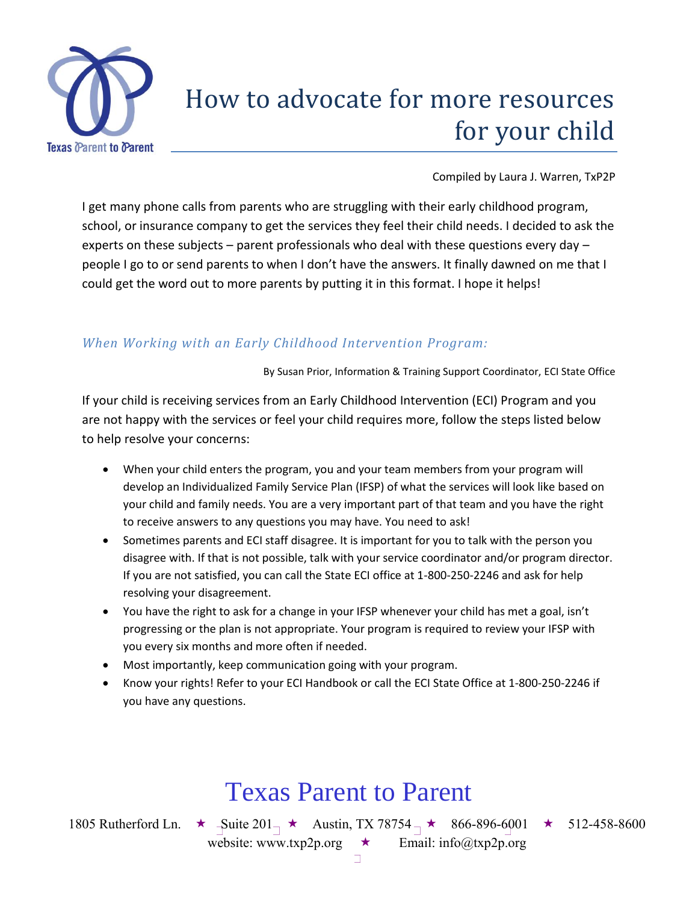# How to advocate for more resources for your child

Compiled by Laura J. Warren, TxP2P

I get many phone calls from parents who are struggling with their early childhood program, school, or insurance company to get the services they feel their child needs. I decided to ask the experts on these subjects – parent professionals who deal with these questions every day – people I go to or send parents to when I don't have the answers. It finally dawned on me that I could get the word out to more parents by putting it in this format. I hope it helps!

### *When Working with an Early Childhood Intervention Program:*

By Susan Prior, Information & Training Support Coordinator, ECI State Office

If your child is receiving services from an Early Childhood Intervention (ECI) Program and you are not happy with the services or feel your child requires more, follow the steps listed below to help resolve your concerns:

- When your child enters the program, you and your team members from your program will develop an Individualized Family Service Plan (IFSP) of what the services will look like based on your child and family needs. You are a very important part of that team and you have the right to receive answers to any questions you may have. You need to ask!
- Sometimes parents and ECI staff disagree. It is important for you to talk with the person you disagree with. If that is not possible, talk with your service coordinator and/or program director. If you are not satisfied, you can call the State ECI office at 1-800-250-2246 and ask for help resolving your disagreement.
- You have the right to ask for a change in your IFSP whenever your child has met a goal, isn't progressing or the plan is not appropriate. Your program is required to review your IFSP with you every six months and more often if needed.
- Most importantly, keep communication going with your program.
- Know your rights! Refer to your ECI Handbook or call the ECI State Office at 1-800-250-2246 if you have any questions.

Texas Parent to Parent

1805 Rutherford Ln. ★ Suite 201 ★ Austin, TX 78754 ★ 866-896-6001 ★ 512-458-8600
website: www.txp2p.org ★ Email: info@txp2p.org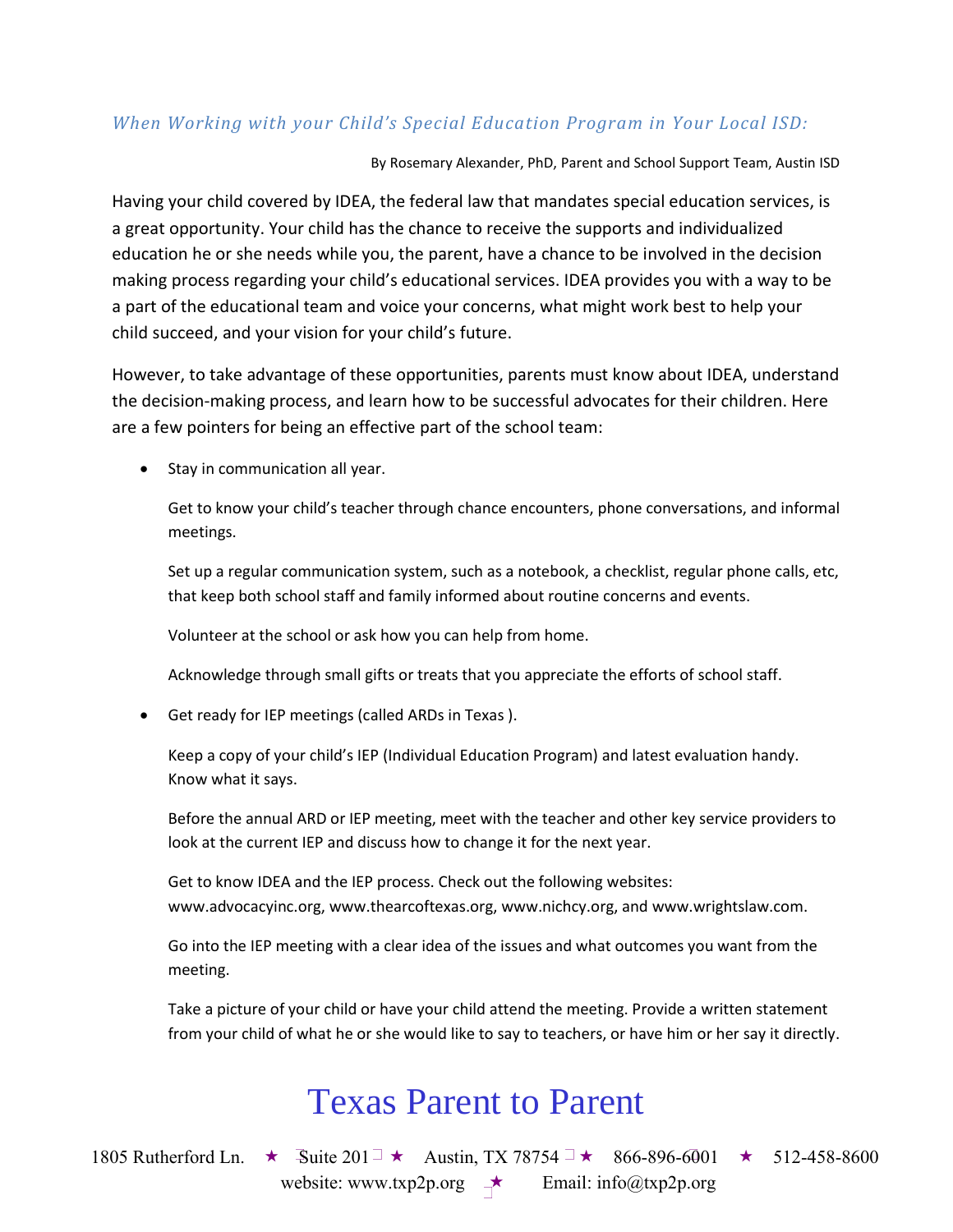*When Working with your Child's Special Education Program in Your Local ISD:*

By Rosemary Alexander, PhD, Parent and School Support Team, Austin ISD

Having your child covered by IDEA, the federal law that mandates special education services, is a great opportunity. Your child has the chance to receive the supports and individualized education he or she needs while you, the parent, have a chance to be involved in the decision making process regarding your child's educational services. IDEA provides you with a way to be a part of the educational team and voice your concerns, what might work best to help your child succeed, and your vision for your child's future.

However, to take advantage of these opportunities, parents must know about IDEA, understand the decision-making process, and learn how to be successful advocates for their children. Here are a few pointers for being an effective part of the school team:

- Stay in communication all year.

  Get to know your child's teacher through chance encounters, phone conversations, and informal meetings.

  Set up a regular communication system, such as a notebook, a checklist, regular phone calls, etc, that keep both school staff and family informed about routine concerns and events.

  Volunteer at the school or ask how you can help from home.

  Acknowledge through small gifts or treats that you appreciate the efforts of school staff.

- Get ready for IEP meetings (called ARDs in Texas ).

  Keep a copy of your child's IEP (Individual Education Program) and latest evaluation handy. Know what it says.

  Before the annual ARD or IEP meeting, meet with the teacher and other key service providers to look at the current IEP and discuss how to change it for the next year.

  Get to know IDEA and the IEP process. Check out the following websites: www.advocacyinc.org, www.thearcoftexas.org, www.nichcy.org, and www.wrightslaw.com.

  Go into the IEP meeting with a clear idea of the issues and what outcomes you want from the meeting.

  Take a picture of your child or have your child attend the meeting. Provide a written statement from your child of what he or she would like to say to teachers, or have him or her say it directly.

Texas Parent to Parent

1805 Rutherford Ln. ★ Suite 201 ★ Austin, TX 78754 ★ 866-896-6001 ★ 512-458-8600
website: www.txp2p.org ★ Email: info@txp2p.org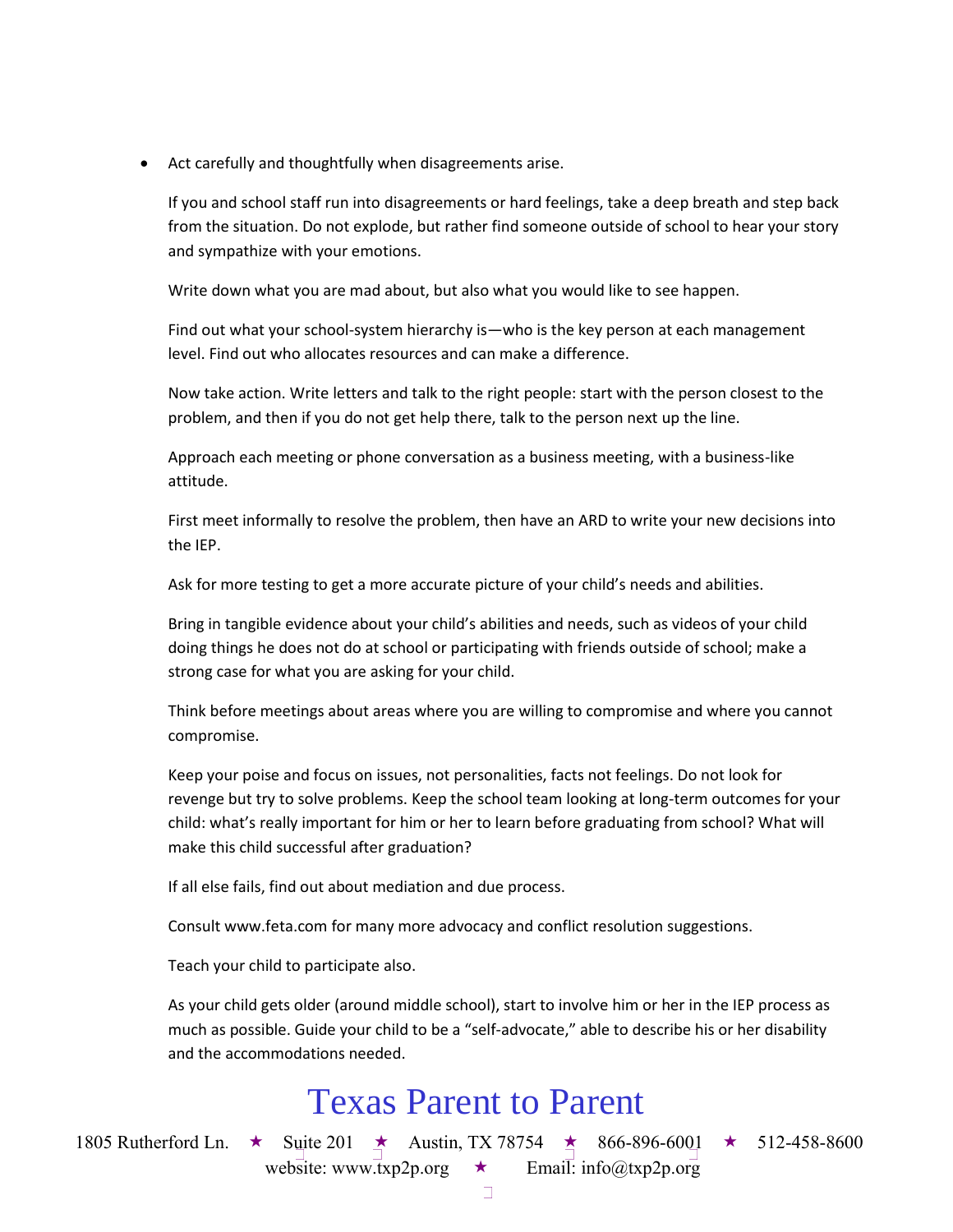- Act carefully and thoughtfully when disagreements arise.

  If you and school staff run into disagreements or hard feelings, take a deep breath and step back from the situation. Do not explode, but rather find someone outside of school to hear your story and sympathize with your emotions.

  Write down what you are mad about, but also what you would like to see happen.

  Find out what your school-system hierarchy is—who is the key person at each management level. Find out who allocates resources and can make a difference.

  Now take action. Write letters and talk to the right people: start with the person closest to the problem, and then if you do not get help there, talk to the person next up the line.

  Approach each meeting or phone conversation as a business meeting, with a business-like attitude.

  First meet informally to resolve the problem, then have an ARD to write your new decisions into the IEP.

  Ask for more testing to get a more accurate picture of your child's needs and abilities.

  Bring in tangible evidence about your child's abilities and needs, such as videos of your child doing things he does not do at school or participating with friends outside of school; make a strong case for what you are asking for your child.

  Think before meetings about areas where you are willing to compromise and where you cannot compromise.

  Keep your poise and focus on issues, not personalities, facts not feelings. Do not look for revenge but try to solve problems. Keep the school team looking at long-term outcomes for your child: what's really important for him or her to learn before graduating from school? What will make this child successful after graduation?

  If all else fails, find out about mediation and due process.

  Consult www.feta.com for many more advocacy and conflict resolution suggestions.

  Teach your child to participate also.

  As your child gets older (around middle school), start to involve him or her in the IEP process as much as possible. Guide your child to be a "self-advocate," able to describe his or her disability and the accommodations needed.

Texas Parent to Parent

1805 Rutherford Ln. ★ Suite 201 ★ Austin, TX 78754 ★ 866-896-6001 ★ 512-458-8600
website: www.txp2p.org ★ Email: info@txp2p.org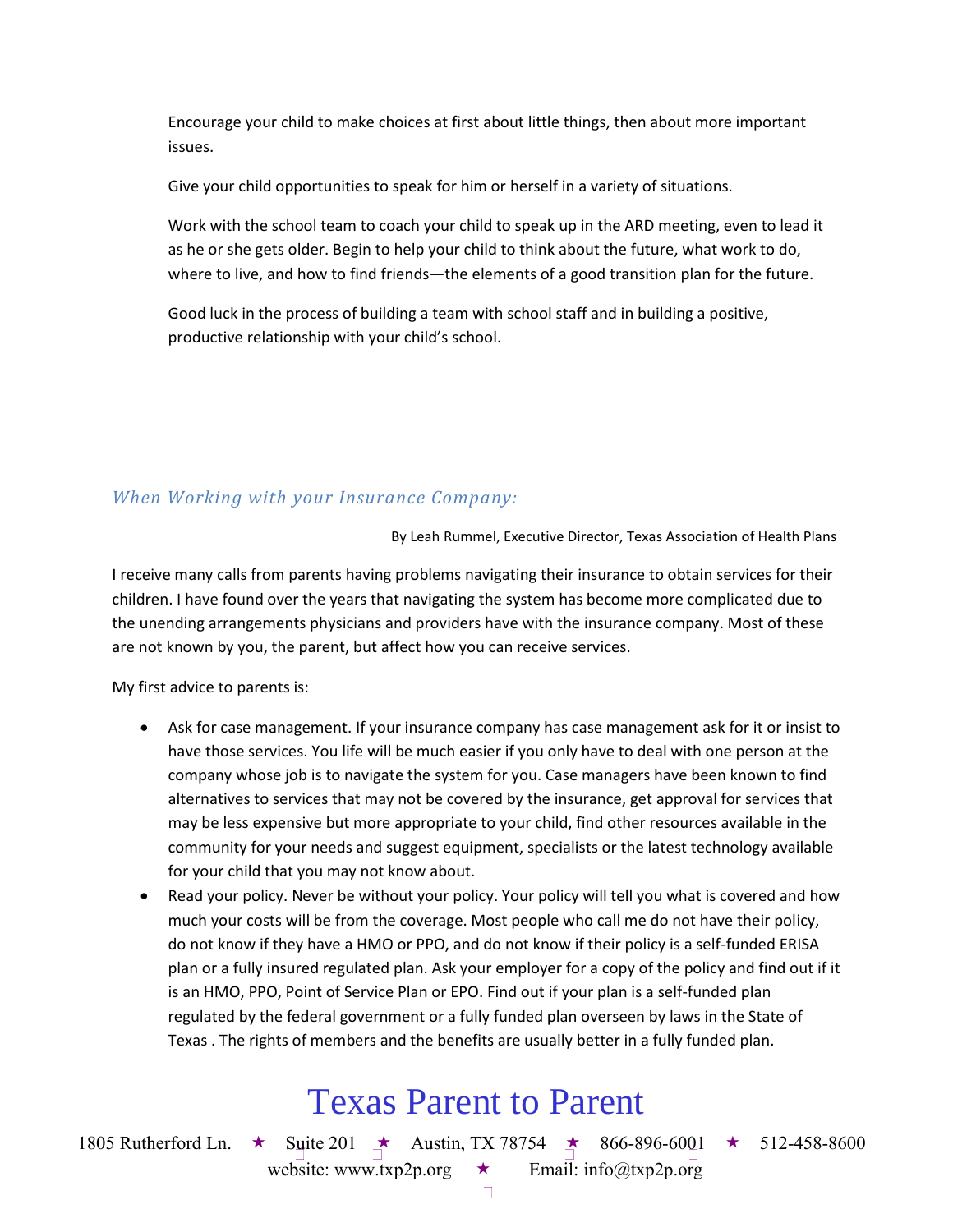Encourage your child to make choices at first about little things, then about more important issues.

Give your child opportunities to speak for him or herself in a variety of situations.

Work with the school team to coach your child to speak up in the ARD meeting, even to lead it as he or she gets older. Begin to help your child to think about the future, what work to do, where to live, and how to find friends—the elements of a good transition plan for the future.

Good luck in the process of building a team with school staff and in building a positive, productive relationship with your child's school.

## *When Working with your Insurance Company:*

By Leah Rummel, Executive Director, Texas Association of Health Plans

I receive many calls from parents having problems navigating their insurance to obtain services for their children. I have found over the years that navigating the system has become more complicated due to the unending arrangements physicians and providers have with the insurance company. Most of these are not known by you, the parent, but affect how you can receive services.

My first advice to parents is:

- Ask for case management. If your insurance company has case management ask for it or insist to have those services. You life will be much easier if you only have to deal with one person at the company whose job is to navigate the system for you. Case managers have been known to find alternatives to services that may not be covered by the insurance, get approval for services that may be less expensive but more appropriate to your child, find other resources available in the community for your needs and suggest equipment, specialists or the latest technology available for your child that you may not know about.
- Read your policy. Never be without your policy. Your policy will tell you what is covered and how much your costs will be from the coverage. Most people who call me do not have their policy, do not know if they have a HMO or PPO, and do not know if their policy is a self-funded ERISA plan or a fully insured regulated plan. Ask your employer for a copy of the policy and find out if it is an HMO, PPO, Point of Service Plan or EPO. Find out if your plan is a self-funded plan regulated by the federal government or a fully funded plan overseen by laws in the State of Texas . The rights of members and the benefits are usually better in a fully funded plan.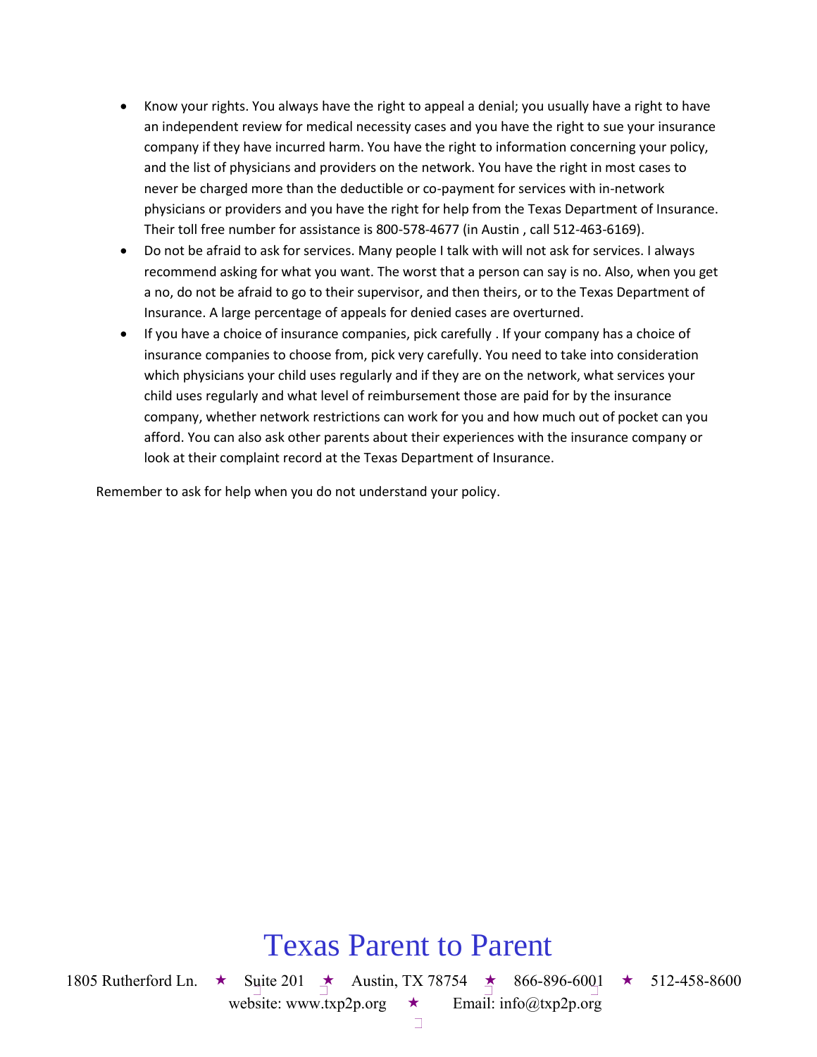- Know your rights. You always have the right to appeal a denial; you usually have a right to have an independent review for medical necessity cases and you have the right to sue your insurance company if they have incurred harm. You have the right to information concerning your policy, and the list of physicians and providers on the network. You have the right in most cases to never be charged more than the deductible or co-payment for services with in-network physicians or providers and you have the right for help from the Texas Department of Insurance. Their toll free number for assistance is 800-578-4677 (in Austin , call 512-463-6169).
- Do not be afraid to ask for services. Many people I talk with will not ask for services. I always recommend asking for what you want. The worst that a person can say is no. Also, when you get a no, do not be afraid to go to their supervisor, and then theirs, or to the Texas Department of Insurance. A large percentage of appeals for denied cases are overturned.
- If you have a choice of insurance companies, pick carefully . If your company has a choice of insurance companies to choose from, pick very carefully. You need to take into consideration which physicians your child uses regularly and if they are on the network, what services your child uses regularly and what level of reimbursement those are paid for by the insurance company, whether network restrictions can work for you and how much out of pocket can you afford. You can also ask other parents about their experiences with the insurance company or look at their complaint record at the Texas Department of Insurance.

Remember to ask for help when you do not understand your policy.